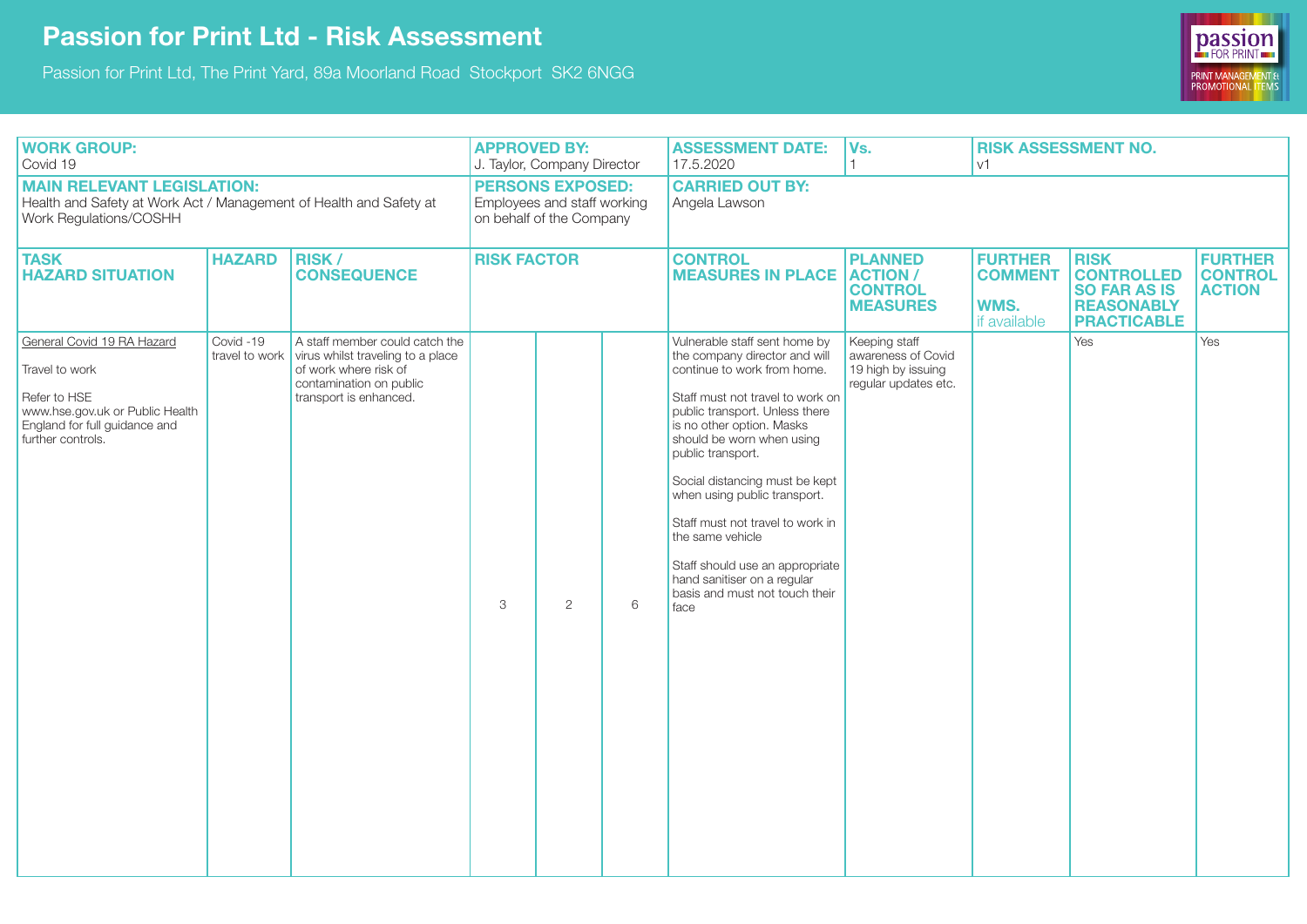# Passion for Print Ltd - Risk Assessment

Passion for Print Ltd, The Print Yard, 89a Moorland Road Stockport SK2 6NGG

| **WORK GROUP:** Covid 19 | | | **APPROVED BY:** J. Taylor, Company Director | | | **ASSESSMENT DATE:** 17.5.2020 | **Vs.** 1 | **RISK ASSESSMENT NO.** v1 | | |
|---|---|---|---|---|---|---|---|---|---|---|
| **MAIN RELEVANT LEGISLATION:** Health and Safety at Work Act / Management of Health and Safety at Work Regulations/COSHH | | | **PERSONS EXPOSED:** Employees and staff working on behalf of the Company | | | **CARRIED OUT BY:** Angela Lawson | | | | |
| **TASK HAZARD SITUATION** | **HAZARD** | **RISK / CONSEQUENCE** | **RISK FACTOR** | | | **CONTROL MEASURES IN PLACE** | **PLANNED ACTION / CONTROL MEASURES** | **FURTHER COMMENT WMS.** if available | **RISK CONTROLLED SO FAR AS IS REASONABLY PRACTICABLE** | **FURTHER CONTROL ACTION** |
| General Covid 19 RA Hazard<br><br>Travel to work<br><br>Refer to HSE www.hse.gov.uk or Public Health England for full guidance and further controls. | Covid -19 travel to work | A staff member could catch the virus whilst traveling to a place of work where risk of contamination on public transport is enhanced. | 3 | 2 | 6 | Vulnerable staff sent home by the company director and will continue to work from home.<br><br>Staff must not travel to work on public transport. Unless there is no other option. Masks should be worn when using public transport.<br><br>Social distancing must be kept when using public transport.<br><br>Staff must not travel to work in the same vehicle<br><br>Staff should use an appropriate hand sanitiser on a regular basis and must not touch their face | Keeping staff awareness of Covid 19 high by issuing regular updates etc. | | Yes | Yes |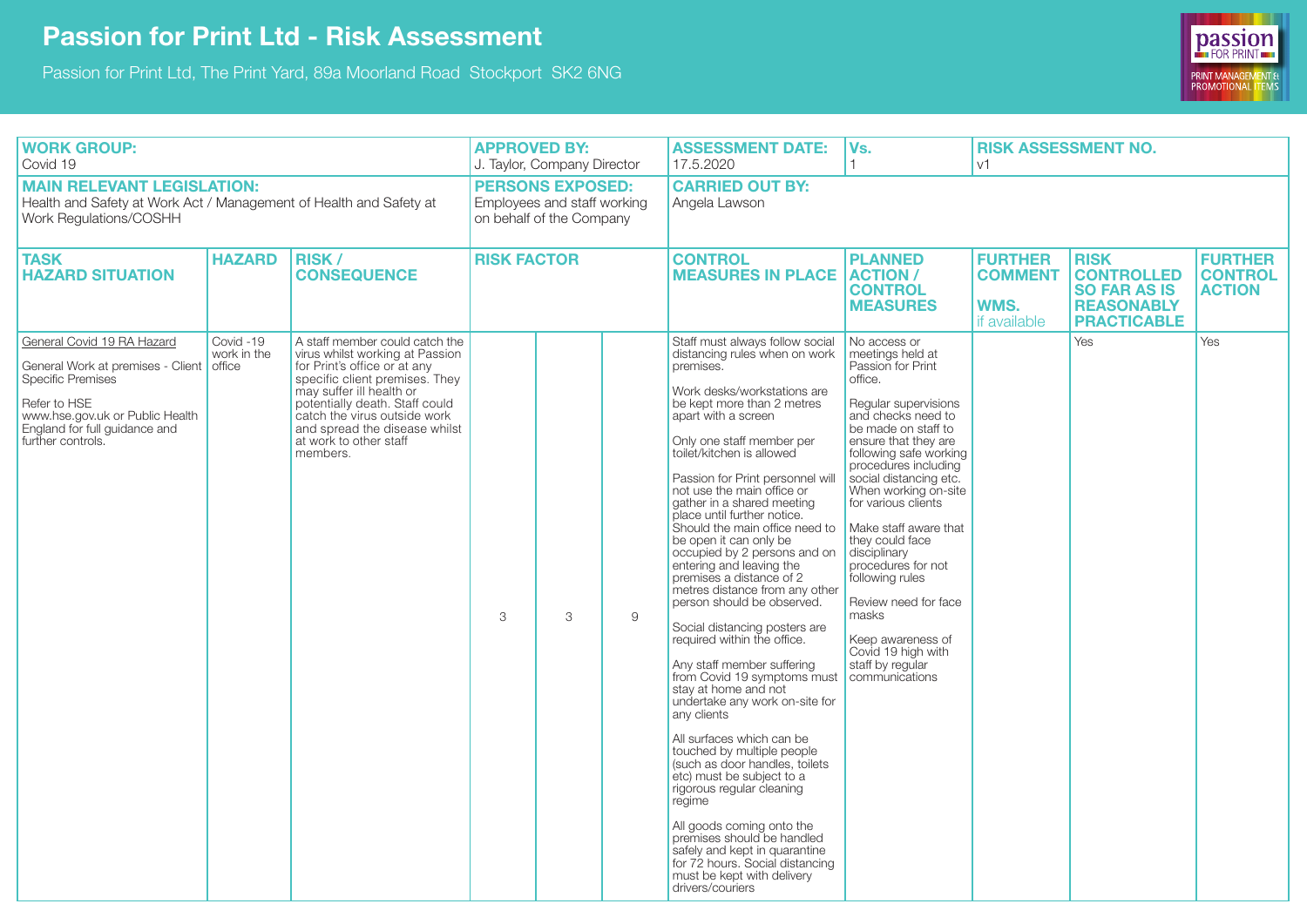# Passion for Print Ltd - Risk Assessment

Passion for Print Ltd, The Print Yard, 89a Moorland Road Stockport SK2 6NG

| **WORK GROUP:** Covid 19 | | | **APPROVED BY:** J. Taylor, Company Director | | | **ASSESSMENT DATE:** 17.5.2020 | **Vs.** 1 | **RISK ASSESSMENT NO.** v1 | | |
|---|---|---|---|---|---|---|---|---|---|---|
| **MAIN RELEVANT LEGISLATION:** Health and Safety at Work Act / Management of Health and Safety at Work Regulations/COSHH | | | **PERSONS EXPOSED:** Employees and staff working on behalf of the Company | | | **CARRIED OUT BY:** Angela Lawson | | | | |
| **TASK HAZARD SITUATION** | **HAZARD** | **RISK / CONSEQUENCE** | **RISK FACTOR** | | | **CONTROL MEASURES IN PLACE** | **PLANNED ACTION / CONTROL MEASURES** | **FURTHER COMMENT WMS.** if available | **RISK CONTROLLED SO FAR AS IS REASONABLY PRACTICABLE** | **FURTHER CONTROL ACTION** |
| General Covid 19 RA Hazard<br><br>General Work at premises - Client Specific Premises<br><br>Refer to HSE www.hse.gov.uk or Public Health England for full guidance and further controls. | Covid -19 work in the office | A staff member could catch the virus whilst working at Passion for Print's office or at any specific client premises. They may suffer ill health or potentially death. Staff could catch the virus outside work and spread the disease whilst at work to other staff members. | 3 | 3 | 9 | Staff must always follow social distancing rules when on work premises.<br><br>Work desks/workstations are be kept more than 2 metres apart with a screen<br><br>Only one staff member per toilet/kitchen is allowed<br><br>Passion for Print personnel will not use the main office or gather in a shared meeting place until further notice. Should the main office need to be open it can only be occupied by 2 persons and on entering and leaving the premises a distance of 2 metres distance from any other person should be observed.<br><br>Social distancing posters are required within the office.<br><br>Any staff member suffering from Covid 19 symptoms must stay at home and not undertake any work on-site for any clients<br><br>All surfaces which can be touched by multiple people (such as door handles, toilets etc) must be subject to a rigorous regular cleaning regime<br><br>All goods coming onto the premises should be handled safely and kept in quarantine for 72 hours. Social distancing must be kept with delivery drivers/couriers | No access or meetings held at Passion for Print office.<br><br>Regular supervisions and checks need to be made on staff to ensure that they are following safe working procedures including social distancing etc. When working on-site for various clients<br><br>Make staff aware that they could face disciplinary procedures for not following rules<br><br>Review need for face masks<br><br>Keep awareness of Covid 19 high with staff by regular communications | | Yes | Yes |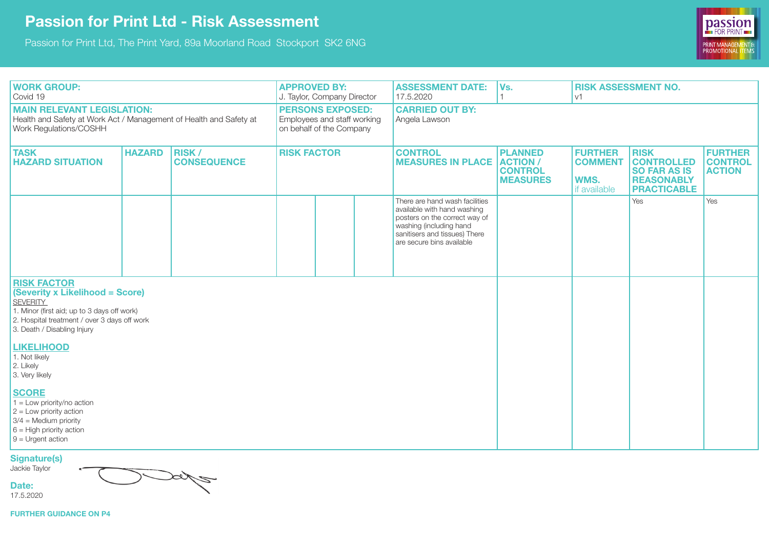# Passion for Print Ltd - Risk Assessment

Passion for Print Ltd, The Print Yard, 89a Moorland Road Stockport SK2 6NG

| **WORK GROUP:** Covid 19 | **APPROVED BY:** J. Taylor, Company Director | **ASSESSMENT DATE:** 17.5.2020 | **Vs.** 1 | **RISK ASSESSMENT NO.** v1 |
|---|---|---|---|---|
| **MAIN RELEVANT LEGISLATION:** Health and Safety at Work Act / Management of Health and Safety at Work Regulations/COSHH | **PERSONS EXPOSED:** Employees and staff working on behalf of the Company | **CARRIED OUT BY:** Angela Lawson | | |

| TASK HAZARD SITUATION | HAZARD | RISK / CONSEQUENCE | RISK FACTOR | | | CONTROL MEASURES IN PLACE | PLANNED ACTION / CONTROL MEASURES | FURTHER COMMENT WMS. if available | RISK CONTROLLED SO FAR AS IS REASONABLY PRACTICABLE | FURTHER CONTROL ACTION |
|---|---|---|---|---|---|---|---|---|---|---|
| | | | | | | There are hand wash facilities available with hand washing posters on the correct way of washing (including hand sanitisers and tissues) There are secure bins available | | | Yes | Yes |

**RISK FACTOR**
**(Severity x Likelihood = Score)**

SEVERITY
1. Minor (first aid; up to 3 days off work)
2. Hospital treatment / over 3 days off work
3. Death / Disabling Injury

**LIKELIHOOD**
1. Not likely
2. Likely
3. Very likely

**SCORE**
1 = Low priority/no action
2 = Low priority action
3/4 = Medium priority
6 = High priority action
9 = Urgent action

**Signature(s)**
Jackie Taylor

**Date:**
17.5.2020

**FURTHER GUIDANCE ON P4**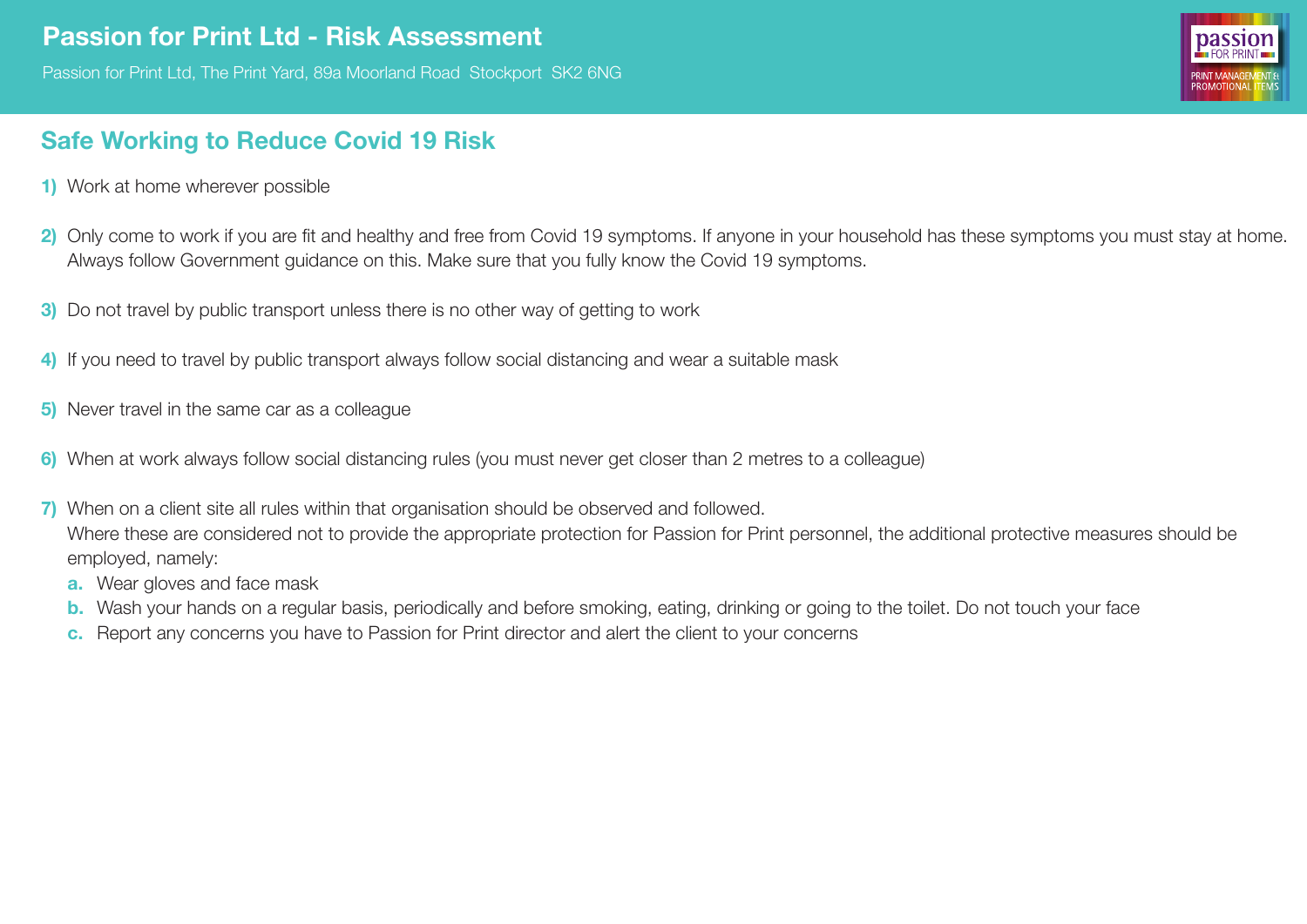# Passion for Print Ltd - Risk Assessment

Passion for Print Ltd, The Print Yard, 89a Moorland Road Stockport SK2 6NG

## Safe Working to Reduce Covid 19 Risk

1) Work at home wherever possible

2) Only come to work if you are fit and healthy and free from Covid 19 symptoms. If anyone in your household has these symptoms you must stay at home. Always follow Government guidance on this. Make sure that you fully know the Covid 19 symptoms.

3) Do not travel by public transport unless there is no other way of getting to work

4) If you need to travel by public transport always follow social distancing and wear a suitable mask

5) Never travel in the same car as a colleague

6) When at work always follow social distancing rules (you must never get closer than 2 metres to a colleague)

7) When on a client site all rules within that organisation should be observed and followed.
   Where these are considered not to provide the appropriate protection for Passion for Print personnel, the additional protective measures should be employed, namely:
   a. Wear gloves and face mask
   b. Wash your hands on a regular basis, periodically and before smoking, eating, drinking or going to the toilet. Do not touch your face
   c. Report any concerns you have to Passion for Print director and alert the client to your concerns